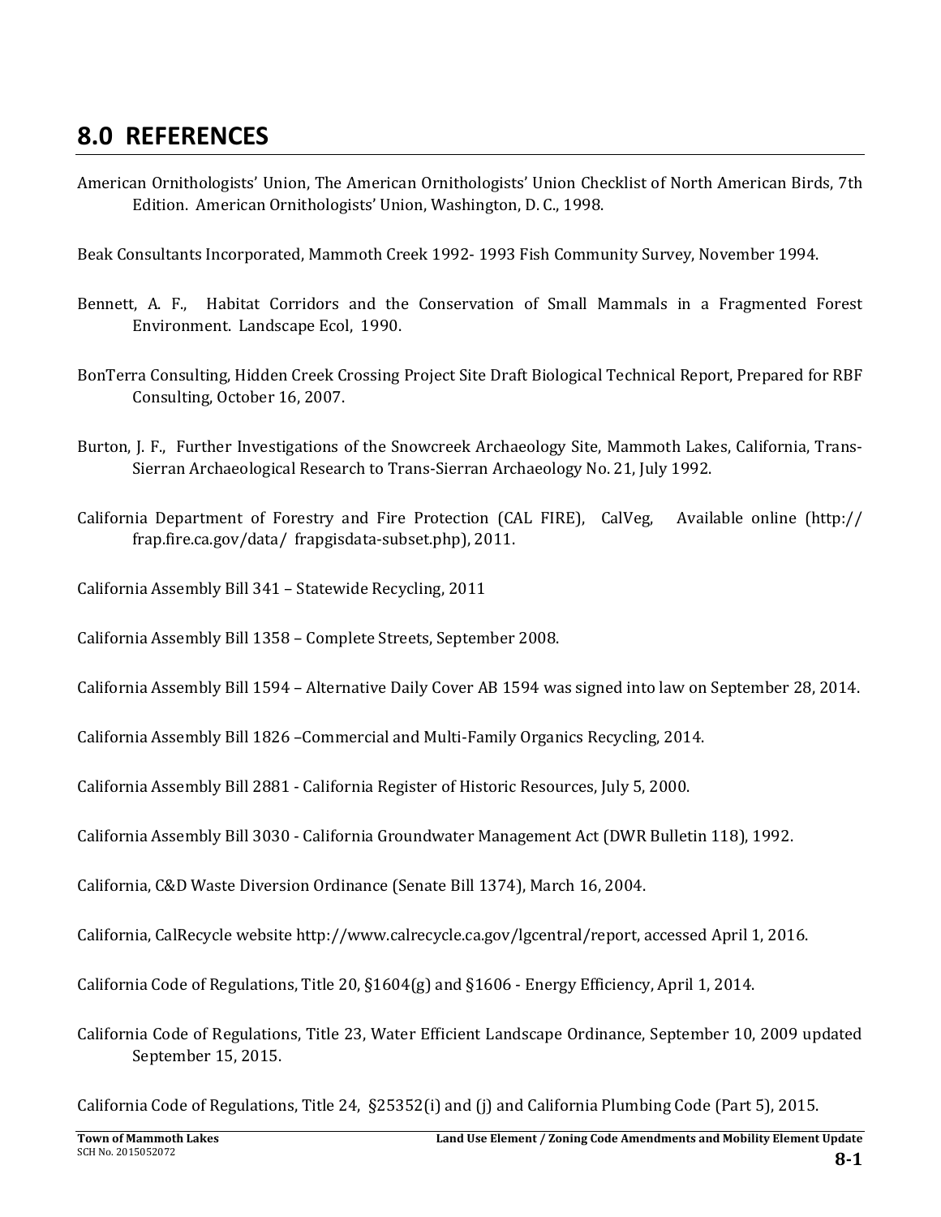# 8.0 REFERENCES

American Ornithologists' Union, The American Ornithologists' Union Checklist of North American Birds, 7th Edition. American Ornithologists' Union, Washington, D. C., 1998.

Beak Consultants Incorporated, Mammoth Creek 1992- 1993 Fish Community Survey, November 1994.

Bennett, A. F., Habitat Corridors and the Conservation of Small Mammals in a Fragmented Forest Environment. Landscape Ecol, 1990.

BonTerra Consulting, Hidden Creek Crossing Project Site Draft Biological Technical Report, Prepared for RBF Consulting, October 16, 2007.

Burton, J. F., Further Investigations of the Snowcreek Archaeology Site, Mammoth Lakes, California, Trans-Sierran Archaeological Research to Trans-Sierran Archaeology No. 21, July 1992.

California Department of Forestry and Fire Protection (CAL FIRE), CalVeg, Available online (http://frap.fire.ca.gov/data/ frapgisdata-subset.php), 2011.

California Assembly Bill 341 – Statewide Recycling, 2011

California Assembly Bill 1358 – Complete Streets, September 2008.

California Assembly Bill 1594 – Alternative Daily Cover AB 1594 was signed into law on September 28, 2014.

California Assembly Bill 1826 –Commercial and Multi-Family Organics Recycling, 2014.

California Assembly Bill 2881 - California Register of Historic Resources, July 5, 2000.

California Assembly Bill 3030 - California Groundwater Management Act (DWR Bulletin 118), 1992.

California, C&D Waste Diversion Ordinance (Senate Bill 1374), March 16, 2004.

California, CalRecycle website http://www.calrecycle.ca.gov/lgcentral/report, accessed April 1, 2016.

California Code of Regulations, Title 20, §1604(g) and §1606 - Energy Efficiency, April 1, 2014.

California Code of Regulations, Title 23, Water Efficient Landscape Ordinance, September 10, 2009 updated September 15, 2015.

California Code of Regulations, Title 24, §25352(i) and (j) and California Plumbing Code (Part 5), 2015.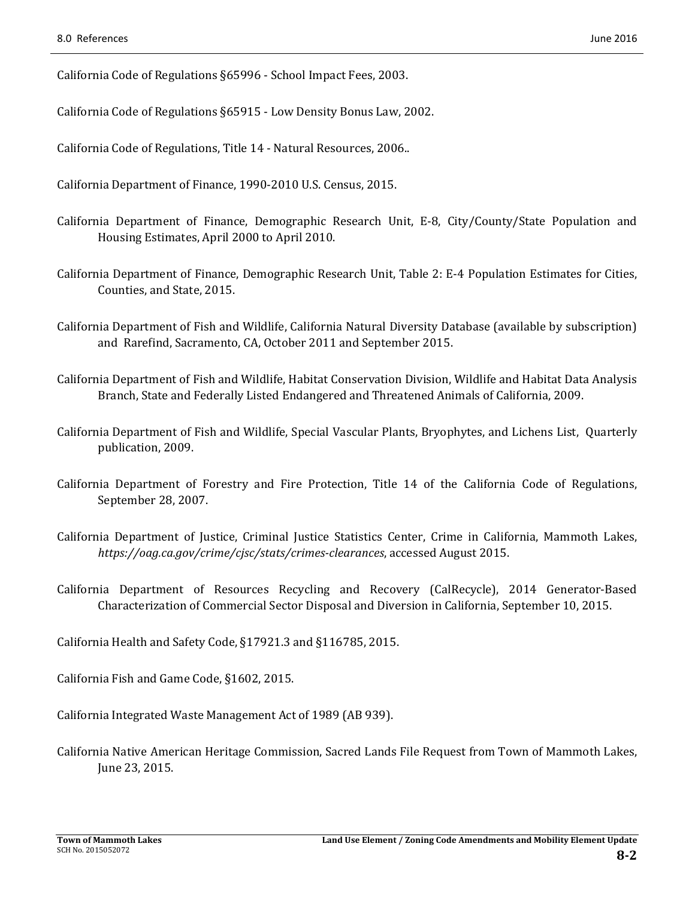California Code of Regulations §65996 - School Impact Fees, 2003.

California Code of Regulations §65915 - Low Density Bonus Law, 2002.

California Code of Regulations, Title 14 - Natural Resources, 2006..

California Department of Finance, 1990-2010 U.S. Census, 2015.

California Department of Finance, Demographic Research Unit, E-8, City/County/State Population and Housing Estimates, April 2000 to April 2010.

California Department of Finance, Demographic Research Unit, Table 2: E-4 Population Estimates for Cities, Counties, and State, 2015.

California Department of Fish and Wildlife, California Natural Diversity Database (available by subscription) and Rarefind, Sacramento, CA, October 2011 and September 2015.

California Department of Fish and Wildlife, Habitat Conservation Division, Wildlife and Habitat Data Analysis Branch, State and Federally Listed Endangered and Threatened Animals of California, 2009.

California Department of Fish and Wildlife, Special Vascular Plants, Bryophytes, and Lichens List, Quarterly publication, 2009.

California Department of Forestry and Fire Protection, Title 14 of the California Code of Regulations, September 28, 2007.

California Department of Justice, Criminal Justice Statistics Center, Crime in California, Mammoth Lakes, *https://oag.ca.gov/crime/cjsc/stats/crimes-clearances*, accessed August 2015.

California Department of Resources Recycling and Recovery (CalRecycle), 2014 Generator-Based Characterization of Commercial Sector Disposal and Diversion in California, September 10, 2015.

California Health and Safety Code, §17921.3 and §116785, 2015.

California Fish and Game Code, §1602, 2015.

California Integrated Waste Management Act of 1989 (AB 939).

California Native American Heritage Commission, Sacred Lands File Request from Town of Mammoth Lakes, June 23, 2015.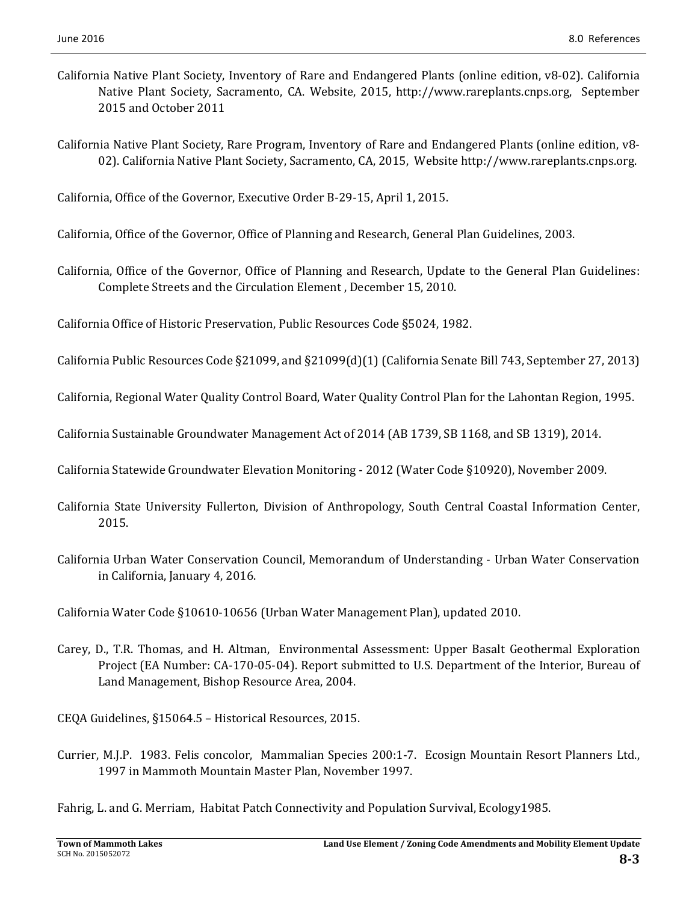California Native Plant Society, Inventory of Rare and Endangered Plants (online edition, v8-02). California Native Plant Society, Sacramento, CA. Website, 2015, http://www.rareplants.cnps.org, September 2015 and October 2011

California Native Plant Society, Rare Program, Inventory of Rare and Endangered Plants (online edition, v8-02). California Native Plant Society, Sacramento, CA, 2015, Website http://www.rareplants.cnps.org.

California, Office of the Governor, Executive Order B-29-15, April 1, 2015.

California, Office of the Governor, Office of Planning and Research, General Plan Guidelines, 2003.

California, Office of the Governor, Office of Planning and Research, Update to the General Plan Guidelines: Complete Streets and the Circulation Element , December 15, 2010.

California Office of Historic Preservation, Public Resources Code §5024, 1982.

California Public Resources Code §21099, and §21099(d)(1) (California Senate Bill 743, September 27, 2013)

California, Regional Water Quality Control Board, Water Quality Control Plan for the Lahontan Region, 1995.

California Sustainable Groundwater Management Act of 2014 (AB 1739, SB 1168, and SB 1319), 2014.

California Statewide Groundwater Elevation Monitoring - 2012 (Water Code §10920), November 2009.

California State University Fullerton, Division of Anthropology, South Central Coastal Information Center, 2015.

California Urban Water Conservation Council, Memorandum of Understanding - Urban Water Conservation in California, January 4, 2016.

California Water Code §10610-10656 (Urban Water Management Plan), updated 2010.

Carey, D., T.R. Thomas, and H. Altman, Environmental Assessment: Upper Basalt Geothermal Exploration Project (EA Number: CA-170-05-04). Report submitted to U.S. Department of the Interior, Bureau of Land Management, Bishop Resource Area, 2004.

CEQA Guidelines, §15064.5 – Historical Resources, 2015.

Currier, M.J.P. 1983. Felis concolor, Mammalian Species 200:1-7. Ecosign Mountain Resort Planners Ltd., 1997 in Mammoth Mountain Master Plan, November 1997.

Fahrig, L. and G. Merriam, Habitat Patch Connectivity and Population Survival, Ecology1985.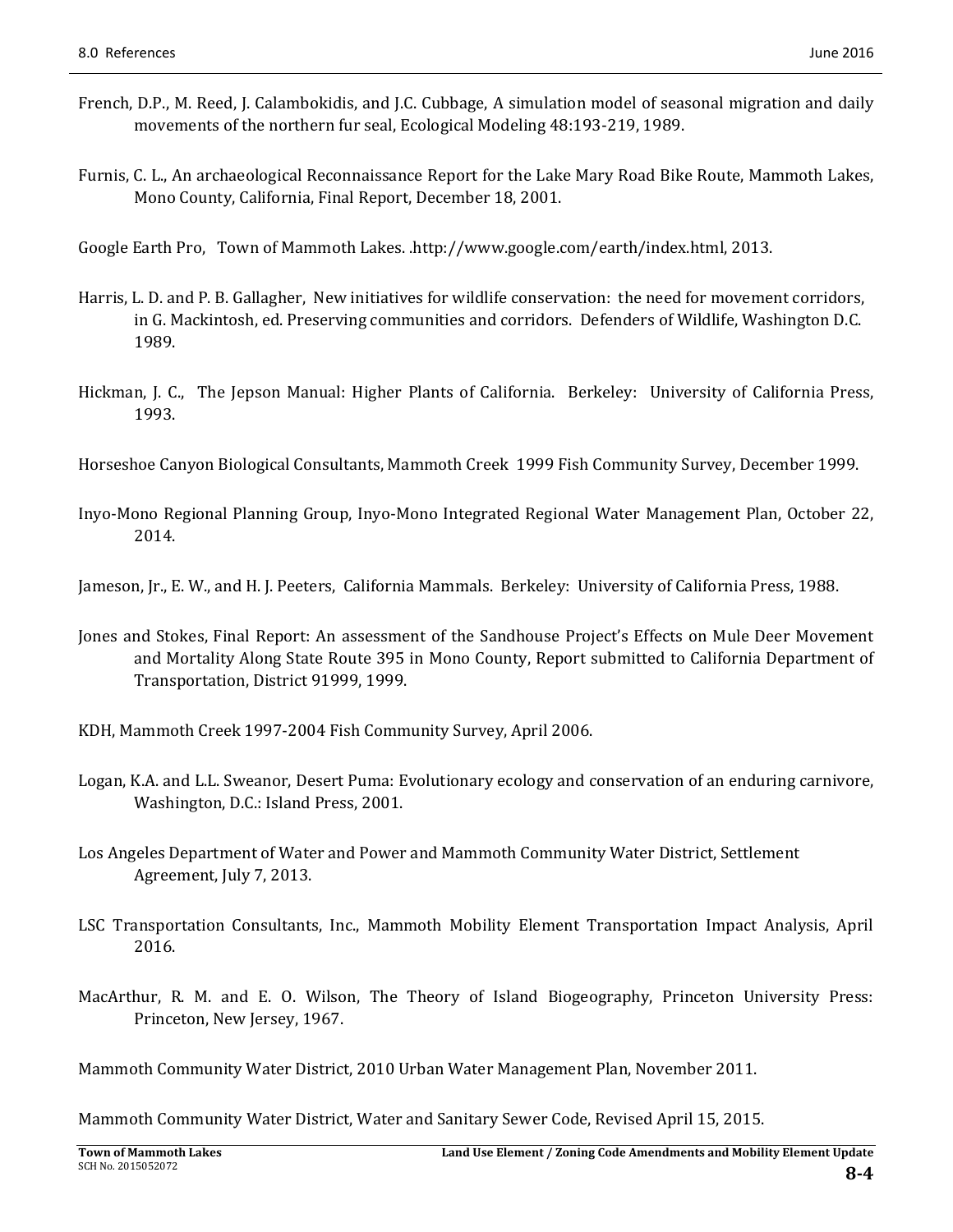French, D.P., M. Reed, J. Calambokidis, and J.C. Cubbage, A simulation model of seasonal migration and daily movements of the northern fur seal, Ecological Modeling 48:193-219, 1989.

Furnis, C. L., An archaeological Reconnaissance Report for the Lake Mary Road Bike Route, Mammoth Lakes, Mono County, California, Final Report, December 18, 2001.

Google Earth Pro, Town of Mammoth Lakes. .http://www.google.com/earth/index.html, 2013.

Harris, L. D. and P. B. Gallagher, New initiatives for wildlife conservation: the need for movement corridors, in G. Mackintosh, ed. Preserving communities and corridors. Defenders of Wildlife, Washington D.C. 1989.

Hickman, J. C., The Jepson Manual: Higher Plants of California. Berkeley: University of California Press, 1993.

Horseshoe Canyon Biological Consultants, Mammoth Creek 1999 Fish Community Survey, December 1999.

Inyo-Mono Regional Planning Group, Inyo-Mono Integrated Regional Water Management Plan, October 22, 2014.

Jameson, Jr., E. W., and H. J. Peeters, California Mammals. Berkeley: University of California Press, 1988.

Jones and Stokes, Final Report: An assessment of the Sandhouse Project's Effects on Mule Deer Movement and Mortality Along State Route 395 in Mono County, Report submitted to California Department of Transportation, District 91999, 1999.

KDH, Mammoth Creek 1997-2004 Fish Community Survey, April 2006.

Logan, K.A. and L.L. Sweanor, Desert Puma: Evolutionary ecology and conservation of an enduring carnivore, Washington, D.C.: Island Press, 2001.

Los Angeles Department of Water and Power and Mammoth Community Water District, Settlement Agreement, July 7, 2013.

LSC Transportation Consultants, Inc., Mammoth Mobility Element Transportation Impact Analysis, April 2016.

MacArthur, R. M. and E. O. Wilson, The Theory of Island Biogeography, Princeton University Press: Princeton, New Jersey, 1967.

Mammoth Community Water District, 2010 Urban Water Management Plan, November 2011.

Mammoth Community Water District, Water and Sanitary Sewer Code, Revised April 15, 2015.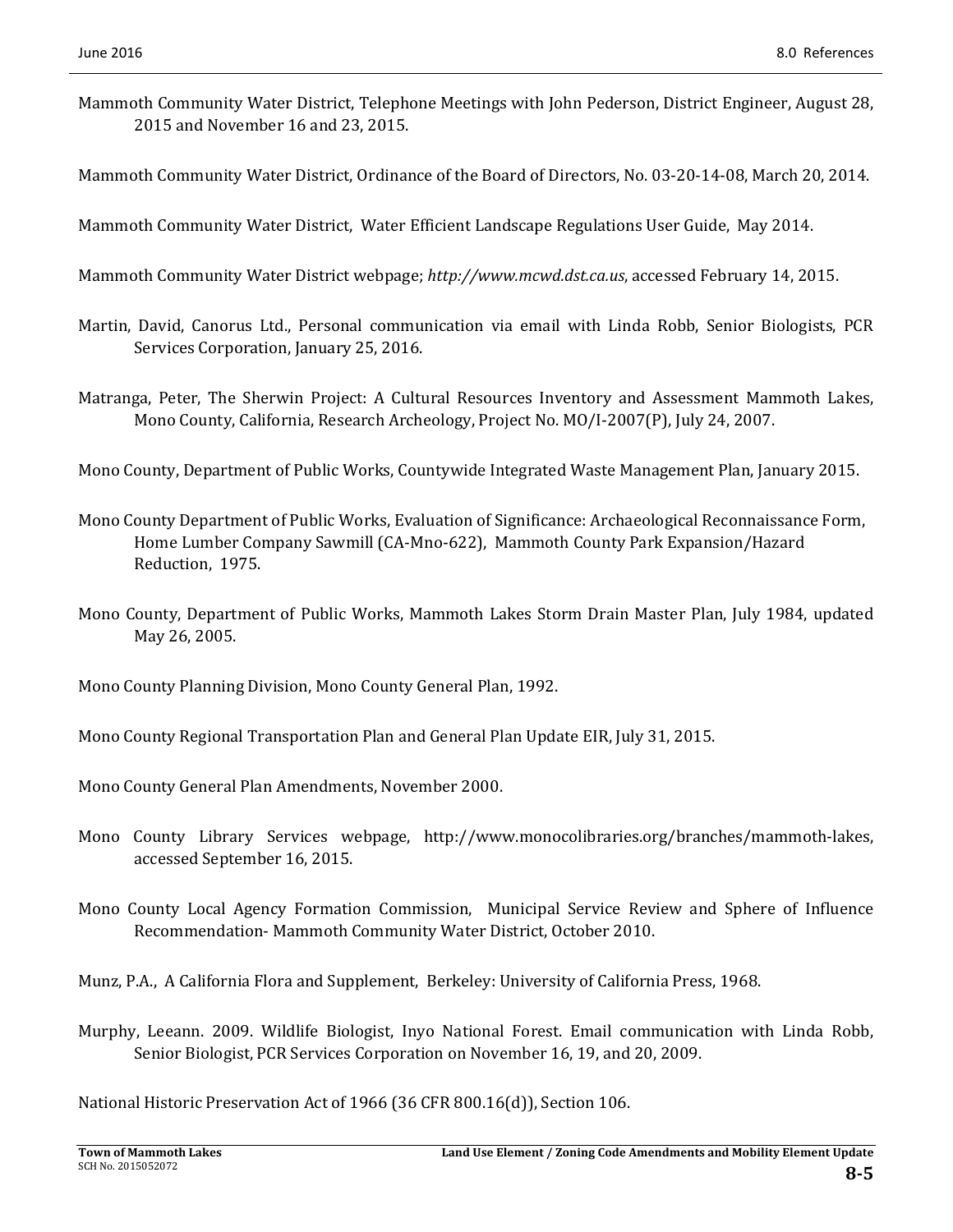Mammoth Community Water District, Telephone Meetings with John Pederson, District Engineer, August 28, 2015 and November 16 and 23, 2015.

Mammoth Community Water District, Ordinance of the Board of Directors, No. 03-20-14-08, March 20, 2014.

Mammoth Community Water District, Water Efficient Landscape Regulations User Guide, May 2014.

Mammoth Community Water District webpage; *http://www.mcwd.dst.ca.us*, accessed February 14, 2015.

Martin, David, Canorus Ltd., Personal communication via email with Linda Robb, Senior Biologists, PCR Services Corporation, January 25, 2016.

Matranga, Peter, The Sherwin Project: A Cultural Resources Inventory and Assessment Mammoth Lakes, Mono County, California, Research Archeology, Project No. MO/I-2007(P), July 24, 2007.

Mono County, Department of Public Works, Countywide Integrated Waste Management Plan, January 2015.

Mono County Department of Public Works, Evaluation of Significance: Archaeological Reconnaissance Form, Home Lumber Company Sawmill (CA-Mno-622), Mammoth County Park Expansion/Hazard Reduction, 1975.

Mono County, Department of Public Works, Mammoth Lakes Storm Drain Master Plan, July 1984, updated May 26, 2005.

Mono County Planning Division, Mono County General Plan, 1992.

Mono County Regional Transportation Plan and General Plan Update EIR, July 31, 2015.

Mono County General Plan Amendments, November 2000.

Mono County Library Services webpage, http://www.monocolibraries.org/branches/mammoth-lakes, accessed September 16, 2015.

Mono County Local Agency Formation Commission, Municipal Service Review and Sphere of Influence Recommendation- Mammoth Community Water District, October 2010.

Munz, P.A., A California Flora and Supplement, Berkeley: University of California Press, 1968.

Murphy, Leeann. 2009. Wildlife Biologist, Inyo National Forest. Email communication with Linda Robb, Senior Biologist, PCR Services Corporation on November 16, 19, and 20, 2009.

National Historic Preservation Act of 1966 (36 CFR 800.16(d)), Section 106.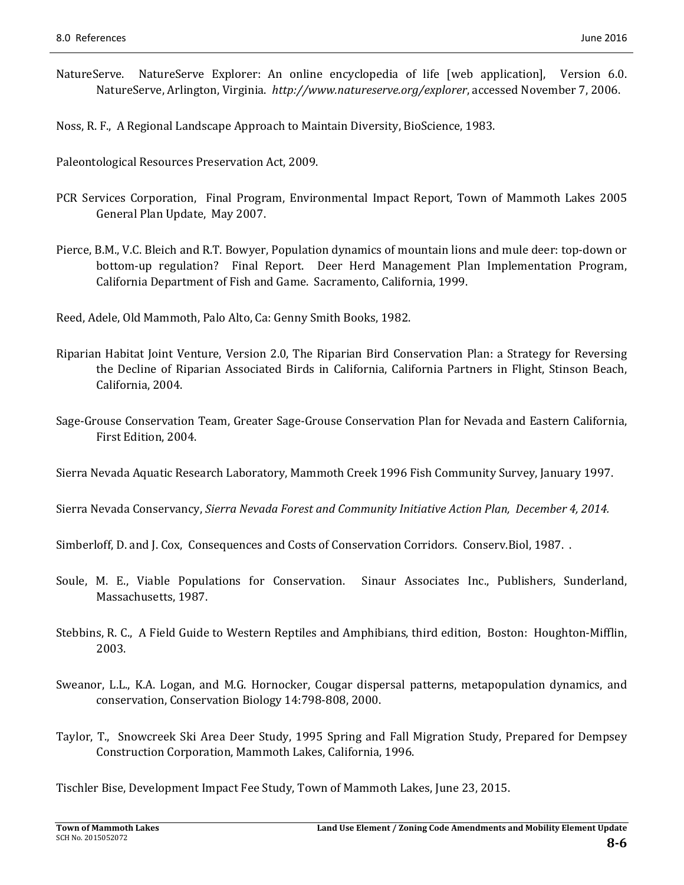NatureServe. NatureServe Explorer: An online encyclopedia of life [web application], Version 6.0. NatureServe, Arlington, Virginia. *http://www.natureserve.org/explorer*, accessed November 7, 2006.

Noss, R. F., A Regional Landscape Approach to Maintain Diversity, BioScience, 1983.

Paleontological Resources Preservation Act, 2009.

PCR Services Corporation, Final Program, Environmental Impact Report, Town of Mammoth Lakes 2005 General Plan Update, May 2007.

Pierce, B.M., V.C. Bleich and R.T. Bowyer, Population dynamics of mountain lions and mule deer: top-down or bottom-up regulation? Final Report. Deer Herd Management Plan Implementation Program, California Department of Fish and Game. Sacramento, California, 1999.

Reed, Adele, Old Mammoth, Palo Alto, Ca: Genny Smith Books, 1982.

Riparian Habitat Joint Venture, Version 2.0, The Riparian Bird Conservation Plan: a Strategy for Reversing the Decline of Riparian Associated Birds in California, California Partners in Flight, Stinson Beach, California, 2004.

Sage-Grouse Conservation Team, Greater Sage-Grouse Conservation Plan for Nevada and Eastern California, First Edition, 2004.

Sierra Nevada Aquatic Research Laboratory, Mammoth Creek 1996 Fish Community Survey, January 1997.

Sierra Nevada Conservancy, *Sierra Nevada Forest and Community Initiative Action Plan, December 4, 2014.*

Simberloff, D. and J. Cox, Consequences and Costs of Conservation Corridors. Conserv.Biol, 1987. .

Soule, M. E., Viable Populations for Conservation. Sinaur Associates Inc., Publishers, Sunderland, Massachusetts, 1987.

Stebbins, R. C., A Field Guide to Western Reptiles and Amphibians, third edition, Boston: Houghton-Mifflin, 2003.

Sweanor, L.L., K.A. Logan, and M.G. Hornocker, Cougar dispersal patterns, metapopulation dynamics, and conservation, Conservation Biology 14:798-808, 2000.

Taylor, T., Snowcreek Ski Area Deer Study, 1995 Spring and Fall Migration Study, Prepared for Dempsey Construction Corporation, Mammoth Lakes, California, 1996.

Tischler Bise, Development Impact Fee Study, Town of Mammoth Lakes, June 23, 2015.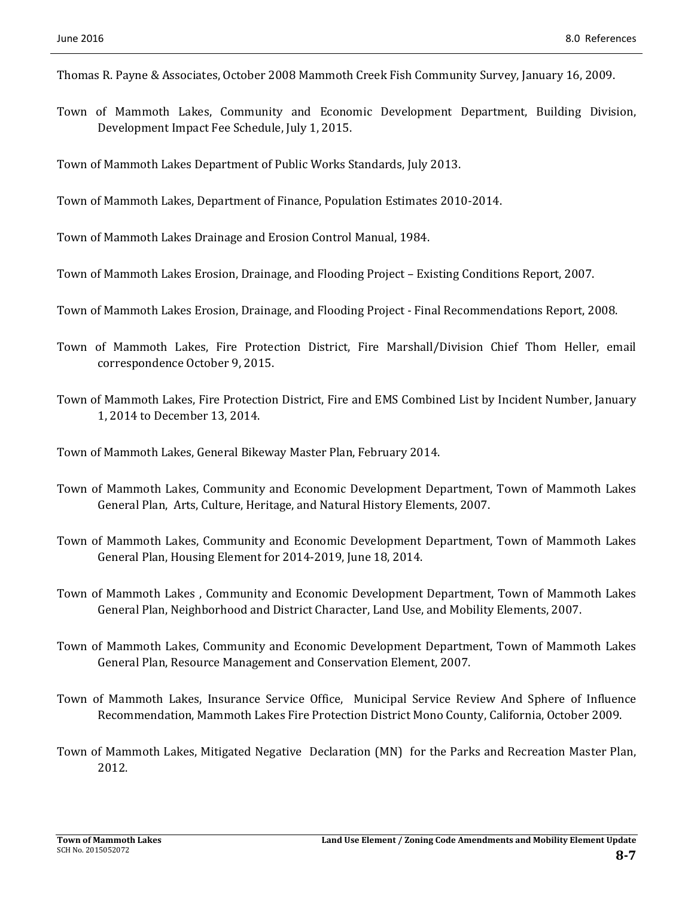Thomas R. Payne & Associates, October 2008 Mammoth Creek Fish Community Survey, January 16, 2009.

Town of Mammoth Lakes, Community and Economic Development Department, Building Division, Development Impact Fee Schedule, July 1, 2015.

Town of Mammoth Lakes Department of Public Works Standards, July 2013.

Town of Mammoth Lakes, Department of Finance, Population Estimates 2010-2014.

Town of Mammoth Lakes Drainage and Erosion Control Manual, 1984.

Town of Mammoth Lakes Erosion, Drainage, and Flooding Project – Existing Conditions Report, 2007.

Town of Mammoth Lakes Erosion, Drainage, and Flooding Project - Final Recommendations Report, 2008.

Town of Mammoth Lakes, Fire Protection District, Fire Marshall/Division Chief Thom Heller, email correspondence October 9, 2015.

Town of Mammoth Lakes, Fire Protection District, Fire and EMS Combined List by Incident Number, January 1, 2014 to December 13, 2014.

Town of Mammoth Lakes, General Bikeway Master Plan, February 2014.

Town of Mammoth Lakes, Community and Economic Development Department, Town of Mammoth Lakes General Plan, Arts, Culture, Heritage, and Natural History Elements, 2007.

Town of Mammoth Lakes, Community and Economic Development Department, Town of Mammoth Lakes General Plan, Housing Element for 2014-2019, June 18, 2014.

Town of Mammoth Lakes , Community and Economic Development Department, Town of Mammoth Lakes General Plan, Neighborhood and District Character, Land Use, and Mobility Elements, 2007.

Town of Mammoth Lakes, Community and Economic Development Department, Town of Mammoth Lakes General Plan, Resource Management and Conservation Element, 2007.

Town of Mammoth Lakes, Insurance Service Office, Municipal Service Review And Sphere of Influence Recommendation, Mammoth Lakes Fire Protection District Mono County, California, October 2009.

Town of Mammoth Lakes, Mitigated Negative Declaration (MN) for the Parks and Recreation Master Plan, 2012.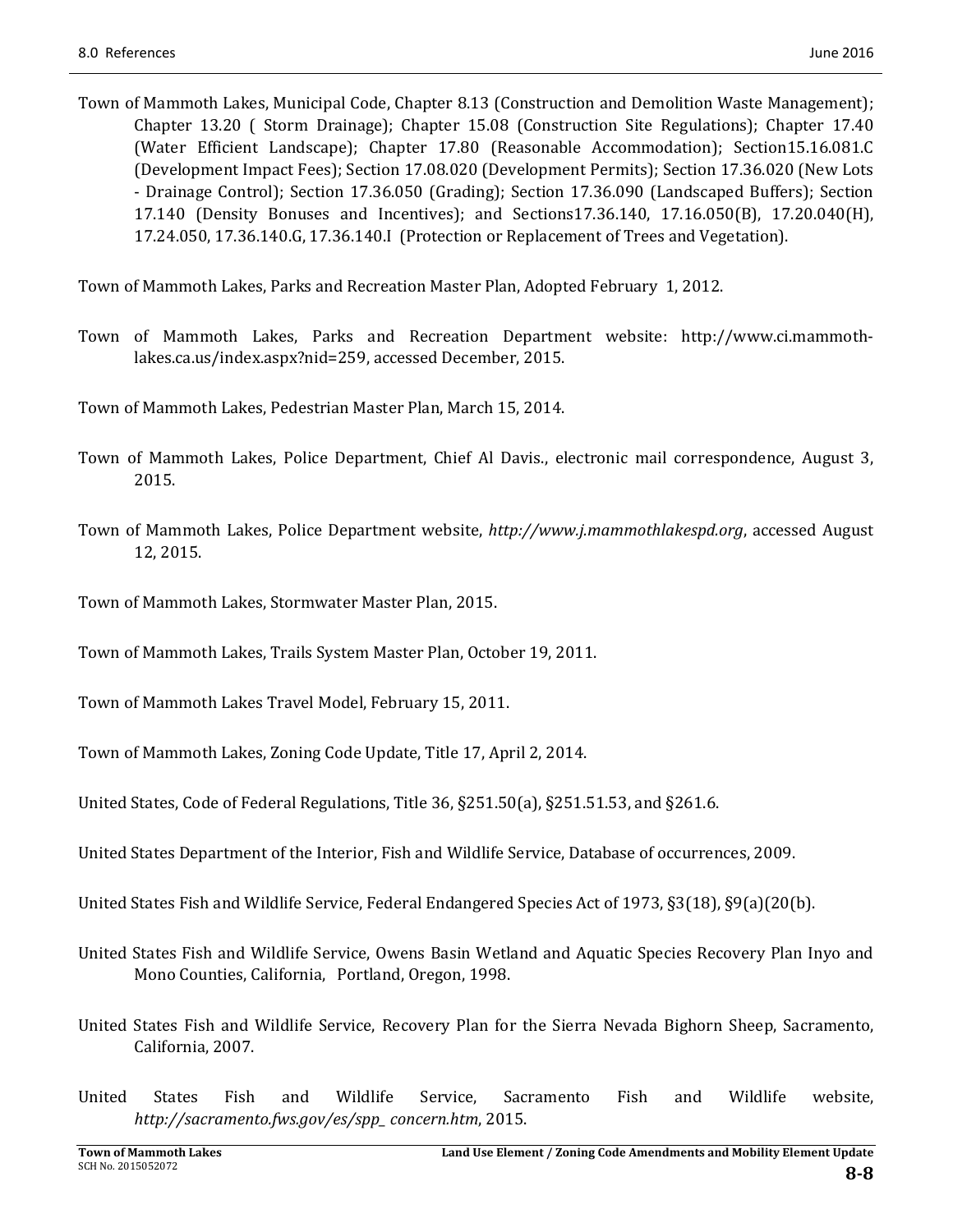Town of Mammoth Lakes, Municipal Code, Chapter 8.13 (Construction and Demolition Waste Management); Chapter 13.20 ( Storm Drainage); Chapter 15.08 (Construction Site Regulations); Chapter 17.40 (Water Efficient Landscape); Chapter 17.80 (Reasonable Accommodation); Section15.16.081.C (Development Impact Fees); Section 17.08.020 (Development Permits); Section 17.36.020 (New Lots - Drainage Control); Section 17.36.050 (Grading); Section 17.36.090 (Landscaped Buffers); Section 17.140 (Density Bonuses and Incentives); and Sections17.36.140, 17.16.050(B), 17.20.040(H), 17.24.050, 17.36.140.G, 17.36.140.I (Protection or Replacement of Trees and Vegetation).

Town of Mammoth Lakes, Parks and Recreation Master Plan, Adopted February 1, 2012.

Town of Mammoth Lakes, Parks and Recreation Department website: http://www.ci.mammoth-lakes.ca.us/index.aspx?nid=259, accessed December, 2015.

Town of Mammoth Lakes, Pedestrian Master Plan, March 15, 2014.

Town of Mammoth Lakes, Police Department, Chief Al Davis., electronic mail correspondence, August 3, 2015.

Town of Mammoth Lakes, Police Department website, *http://www.j.mammothlakespd.org*, accessed August 12, 2015.

Town of Mammoth Lakes, Stormwater Master Plan, 2015.

Town of Mammoth Lakes, Trails System Master Plan, October 19, 2011.

Town of Mammoth Lakes Travel Model, February 15, 2011.

Town of Mammoth Lakes, Zoning Code Update, Title 17, April 2, 2014.

United States, Code of Federal Regulations, Title 36, §251.50(a), §251.51.53, and §261.6.

United States Department of the Interior, Fish and Wildlife Service, Database of occurrences, 2009.

United States Fish and Wildlife Service, Federal Endangered Species Act of 1973, §3(18), §9(a)(20(b).

United States Fish and Wildlife Service, Owens Basin Wetland and Aquatic Species Recovery Plan Inyo and Mono Counties, California, Portland, Oregon, 1998.

United States Fish and Wildlife Service, Recovery Plan for the Sierra Nevada Bighorn Sheep, Sacramento, California, 2007.

United States Fish and Wildlife Service, Sacramento Fish and Wildlife website, *http://sacramento.fws.gov/es/spp_ concern.htm*, 2015.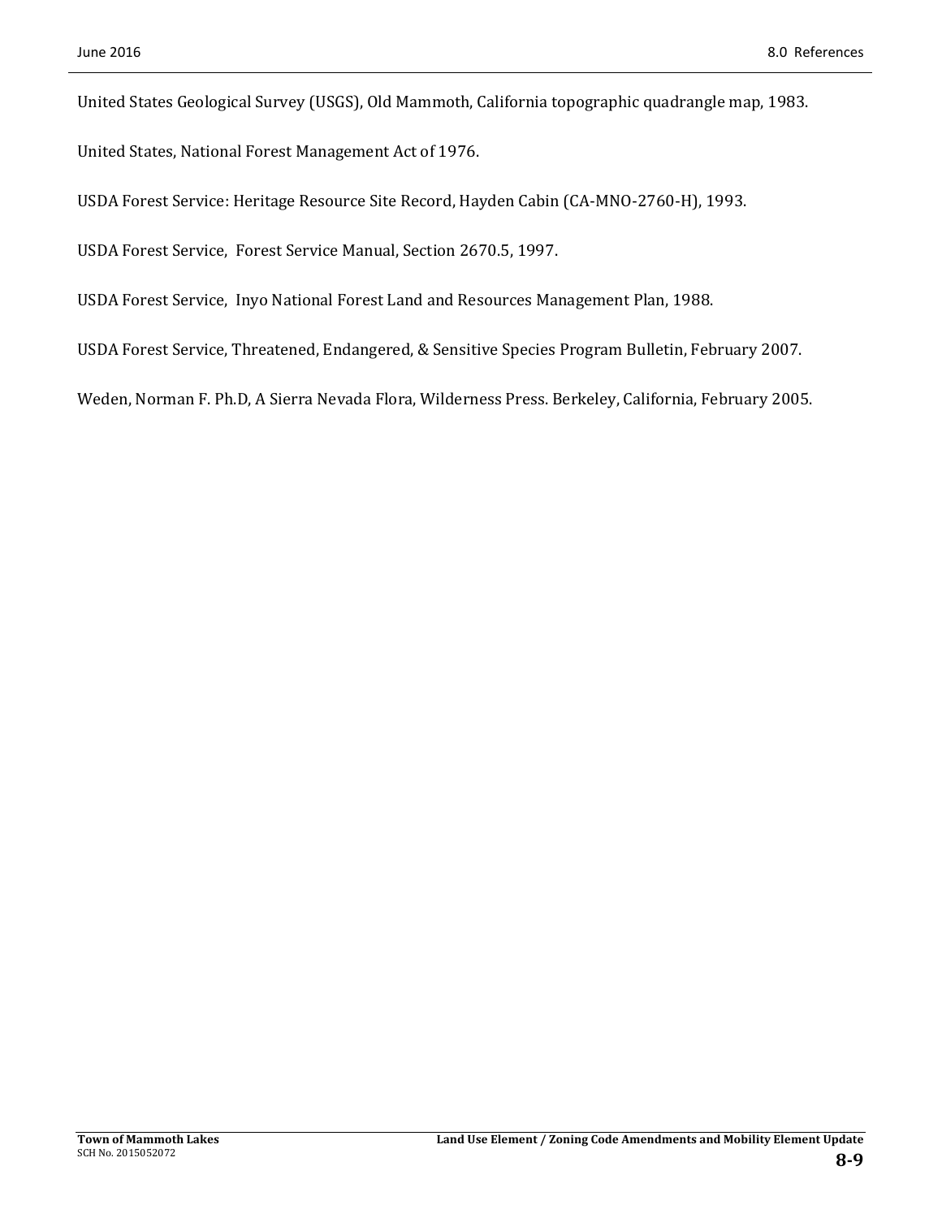United States Geological Survey (USGS), Old Mammoth, California topographic quadrangle map, 1983.

United States, National Forest Management Act of 1976.

USDA Forest Service: Heritage Resource Site Record, Hayden Cabin (CA-MNO-2760-H), 1993.

USDA Forest Service, Forest Service Manual, Section 2670.5, 1997.

USDA Forest Service, Inyo National Forest Land and Resources Management Plan, 1988.

USDA Forest Service, Threatened, Endangered, & Sensitive Species Program Bulletin, February 2007.

Weden, Norman F. Ph.D, A Sierra Nevada Flora, Wilderness Press. Berkeley, California, February 2005.